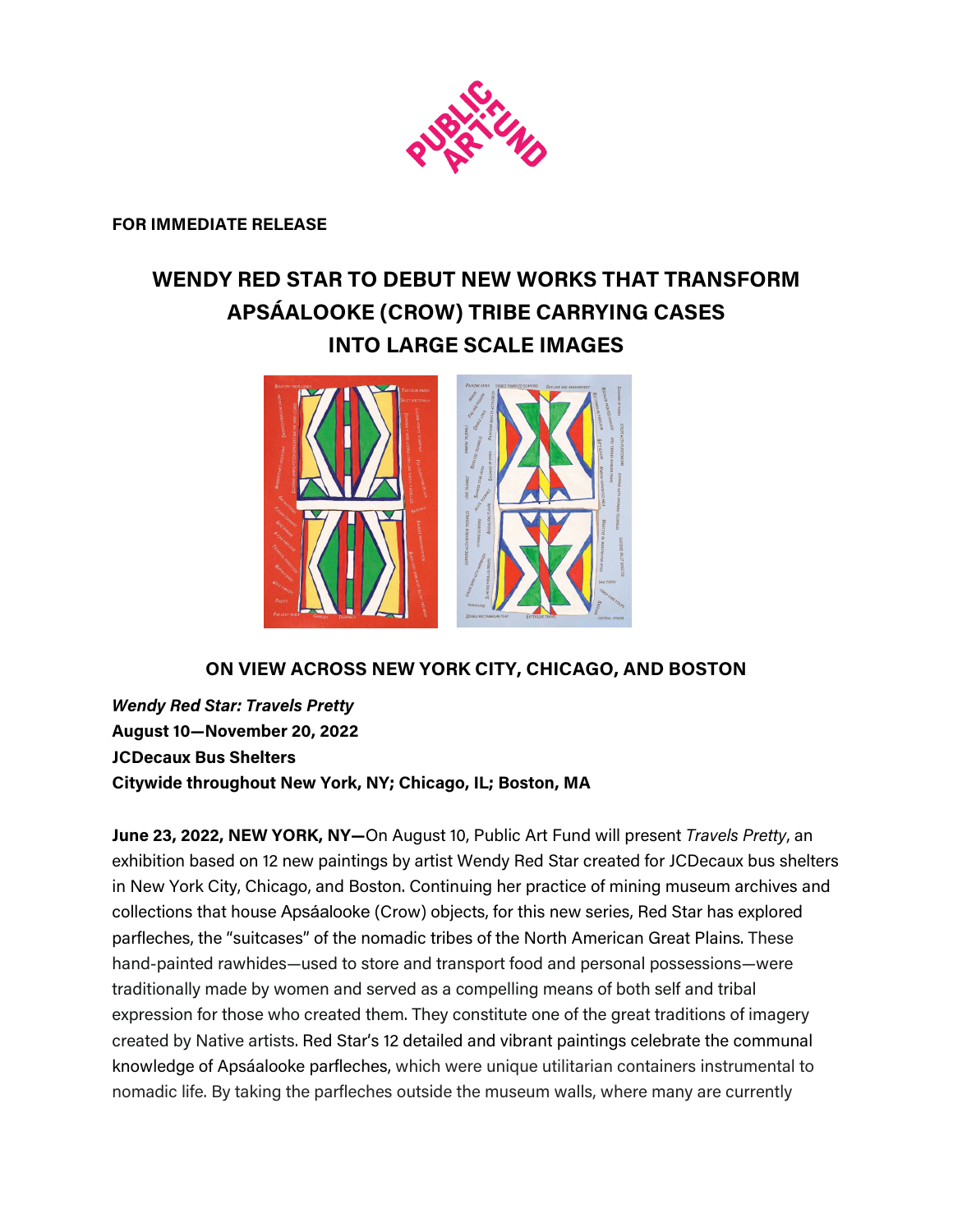**FOR IMMEDIATE RELEASE**

# WENDY RED STAR TO DEBUT NEW WORKS THAT TRANSFORM APSÁALOOKE (CROW) TRIBE CARRYING CASES INTO LARGE SCALE IMAGES

## ON VIEW ACROSS NEW YORK CITY, CHICAGO, AND BOSTON

***Wendy Red Star: Travels Pretty***
**August 10—November 20, 2022**
**JCDecaux Bus Shelters**
**Citywide throughout New York, NY; Chicago, IL; Boston, MA**

**June 23, 2022, NEW YORK, NY—**On August 10, Public Art Fund will present *Travels Pretty*, an exhibition based on 12 new paintings by artist Wendy Red Star created for JCDecaux bus shelters in New York City, Chicago, and Boston. Continuing her practice of mining museum archives and collections that house Apsáalooke (Crow) objects, for this new series, Red Star has explored parfleches, the "suitcases" of the nomadic tribes of the North American Great Plains. These hand-painted rawhides—used to store and transport food and personal possessions—were traditionally made by women and served as a compelling means of both self and tribal expression for those who created them. They constitute one of the great traditions of imagery created by Native artists. Red Star's 12 detailed and vibrant paintings celebrate the communal knowledge of Apsáalooke parfleches, which were unique utilitarian containers instrumental to nomadic life. By taking the parfleches outside the museum walls, where many are currently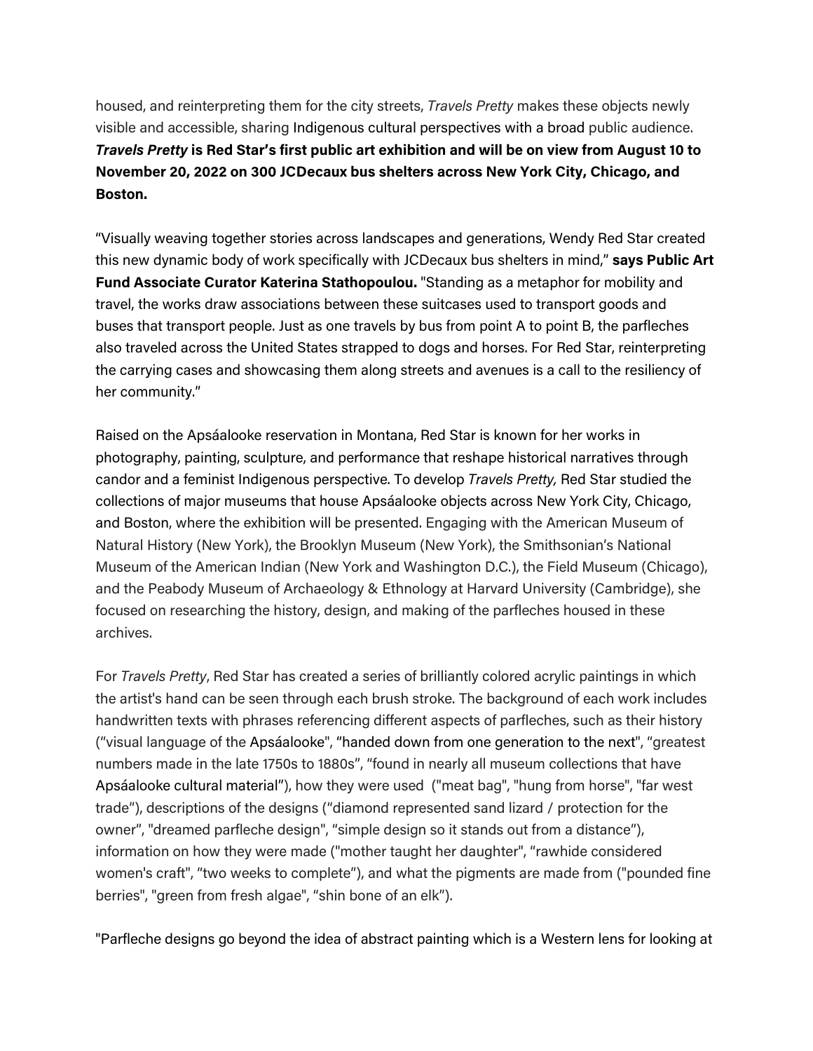housed, and reinterpreting them for the city streets, *Travels Pretty* makes these objects newly visible and accessible, sharing Indigenous cultural perspectives with a broad public audience. ***Travels Pretty* is Red Star's first public art exhibition and will be on view from August 10 to November 20, 2022 on 300 JCDecaux bus shelters across New York City, Chicago, and Boston.**

"Visually weaving together stories across landscapes and generations, Wendy Red Star created this new dynamic body of work specifically with JCDecaux bus shelters in mind," **says Public Art Fund Associate Curator Katerina Stathopoulou.** "Standing as a metaphor for mobility and travel, the works draw associations between these suitcases used to transport goods and buses that transport people. Just as one travels by bus from point A to point B, the parfleches also traveled across the United States strapped to dogs and horses. For Red Star, reinterpreting the carrying cases and showcasing them along streets and avenues is a call to the resiliency of her community."

Raised on the Apsáalooke reservation in Montana, Red Star is known for her works in photography, painting, sculpture, and performance that reshape historical narratives through candor and a feminist Indigenous perspective. To develop *Travels Pretty,* Red Star studied the collections of major museums that house Apsáalooke objects across New York City, Chicago, and Boston, where the exhibition will be presented. Engaging with the American Museum of Natural History (New York), the Brooklyn Museum (New York), the Smithsonian's National Museum of the American Indian (New York and Washington D.C.), the Field Museum (Chicago), and the Peabody Museum of Archaeology & Ethnology at Harvard University (Cambridge), she focused on researching the history, design, and making of the parfleches housed in these archives.

For *Travels Pretty*, Red Star has created a series of brilliantly colored acrylic paintings in which the artist's hand can be seen through each brush stroke. The background of each work includes handwritten texts with phrases referencing different aspects of parfleches, such as their history ("visual language of the Apsáalooke", "handed down from one generation to the next", "greatest numbers made in the late 1750s to 1880s", "found in nearly all museum collections that have Apsáalooke cultural material"), how they were used ("meat bag", "hung from horse", "far west trade"), descriptions of the designs ("diamond represented sand lizard / protection for the owner", "dreamed parfleche design", "simple design so it stands out from a distance"), information on how they were made ("mother taught her daughter", "rawhide considered women's craft", "two weeks to complete"), and what the pigments are made from ("pounded fine berries", "green from fresh algae", "shin bone of an elk").

"Parfleche designs go beyond the idea of abstract painting which is a Western lens for looking at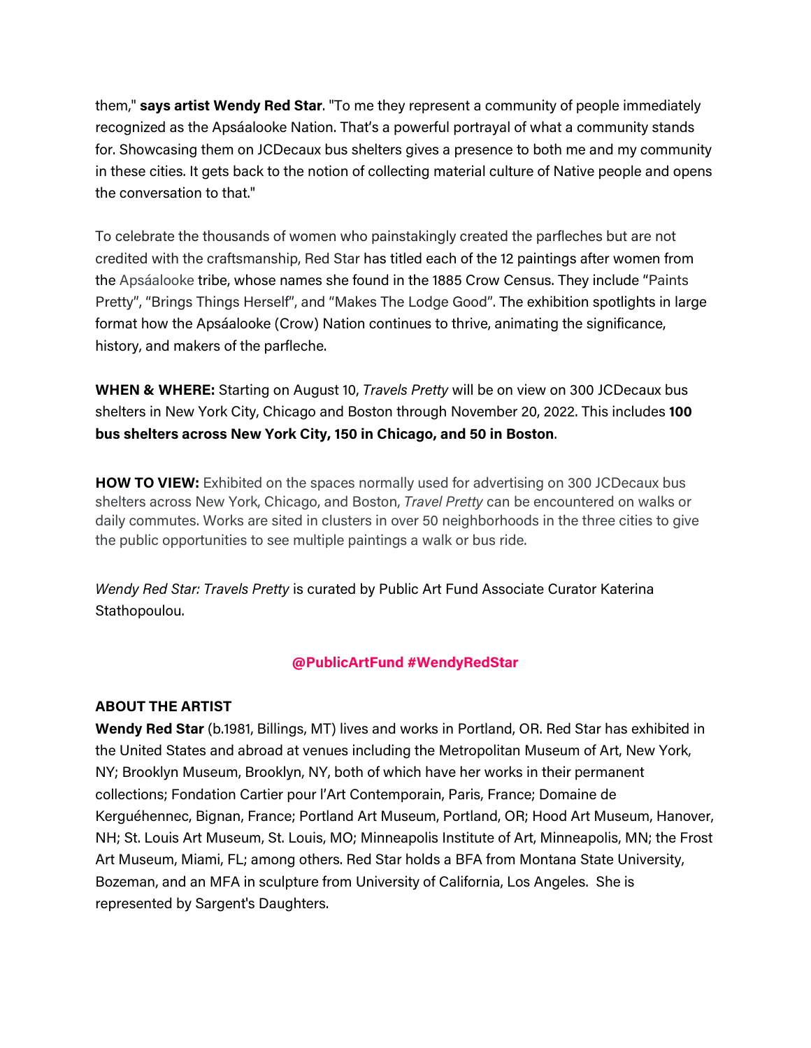them," **says artist Wendy Red Star**. "To me they represent a community of people immediately recognized as the Apsáalooke Nation. That's a powerful portrayal of what a community stands for. Showcasing them on JCDecaux bus shelters gives a presence to both me and my community in these cities. It gets back to the notion of collecting material culture of Native people and opens the conversation to that."

To celebrate the thousands of women who painstakingly created the parfleches but are not credited with the craftsmanship, Red Star has titled each of the 12 paintings after women from the Apsáalooke tribe, whose names she found in the 1885 Crow Census. They include "Paints Pretty", "Brings Things Herself", and "Makes The Lodge Good". The exhibition spotlights in large format how the Apsáalooke (Crow) Nation continues to thrive, animating the significance, history, and makers of the parfleche.

**WHEN & WHERE:** Starting on August 10, *Travels Pretty* will be on view on 300 JCDecaux bus shelters in New York City, Chicago and Boston through November 20, 2022. This includes **100 bus shelters across New York City, 150 in Chicago, and 50 in Boston**.

**HOW TO VIEW:** Exhibited on the spaces normally used for advertising on 300 JCDecaux bus shelters across New York, Chicago, and Boston, *Travel Pretty* can be encountered on walks or daily commutes. Works are sited in clusters in over 50 neighborhoods in the three cities to give the public opportunities to see multiple paintings a walk or bus ride.

*Wendy Red Star: Travels Pretty* is curated by Public Art Fund Associate Curator Katerina Stathopoulou.

**@PublicArtFund #WendyRedStar**

**ABOUT THE ARTIST**

**Wendy Red Star** (b.1981, Billings, MT) lives and works in Portland, OR. Red Star has exhibited in the United States and abroad at venues including the Metropolitan Museum of Art, New York, NY; Brooklyn Museum, Brooklyn, NY, both of which have her works in their permanent collections; Fondation Cartier pour l'Art Contemporain, Paris, France; Domaine de Kerguéhennec, Bignan, France; Portland Art Museum, Portland, OR; Hood Art Museum, Hanover, NH; St. Louis Art Museum, St. Louis, MO; Minneapolis Institute of Art, Minneapolis, MN; the Frost Art Museum, Miami, FL; among others. Red Star holds a BFA from Montana State University, Bozeman, and an MFA in sculpture from University of California, Los Angeles. She is represented by Sargent's Daughters.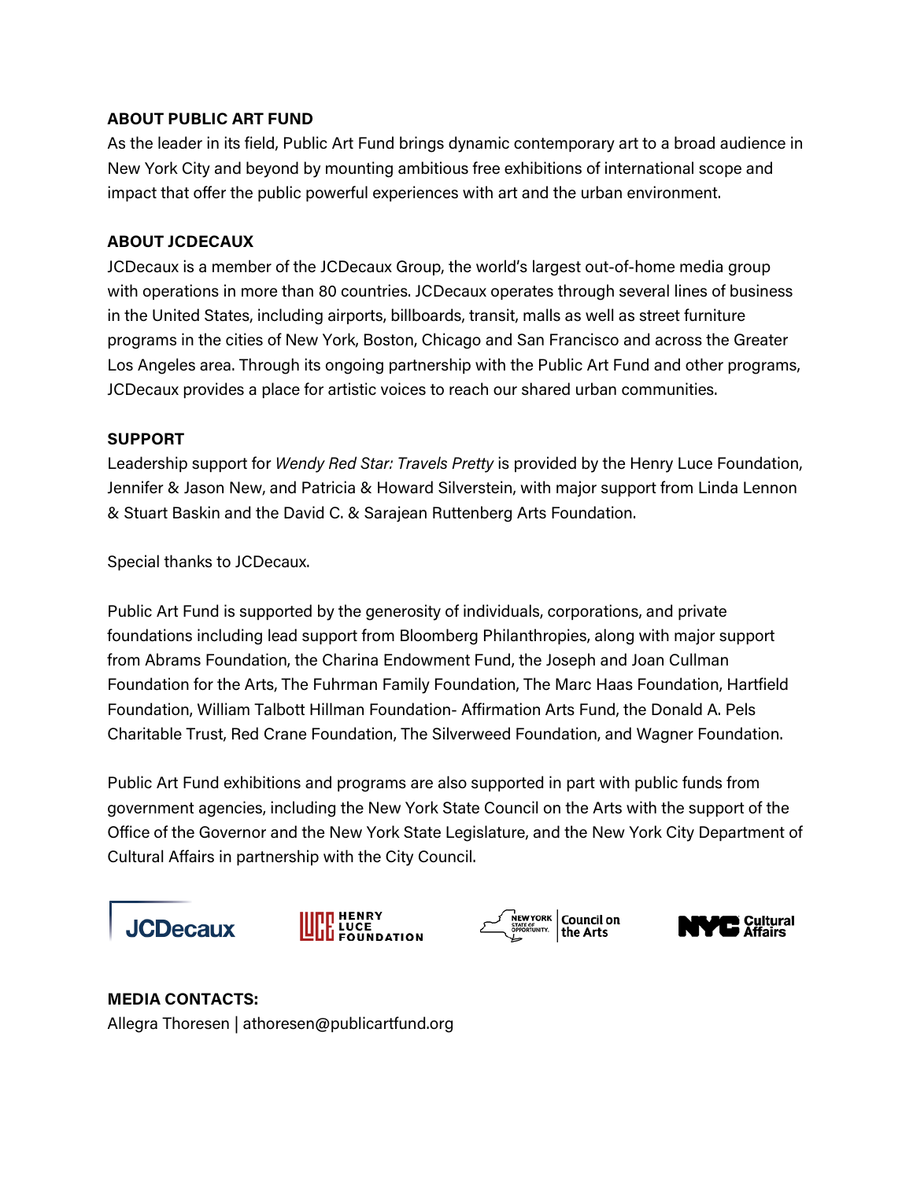**ABOUT PUBLIC ART FUND**

As the leader in its field, Public Art Fund brings dynamic contemporary art to a broad audience in New York City and beyond by mounting ambitious free exhibitions of international scope and impact that offer the public powerful experiences with art and the urban environment.

**ABOUT JCDECAUX**

JCDecaux is a member of the JCDecaux Group, the world's largest out-of-home media group with operations in more than 80 countries. JCDecaux operates through several lines of business in the United States, including airports, billboards, transit, malls as well as street furniture programs in the cities of New York, Boston, Chicago and San Francisco and across the Greater Los Angeles area. Through its ongoing partnership with the Public Art Fund and other programs, JCDecaux provides a place for artistic voices to reach our shared urban communities.

**SUPPORT**

Leadership support for *Wendy Red Star: Travels Pretty* is provided by the Henry Luce Foundation, Jennifer & Jason New, and Patricia & Howard Silverstein, with major support from Linda Lennon & Stuart Baskin and the David C. & Sarajean Ruttenberg Arts Foundation.

Special thanks to JCDecaux.

Public Art Fund is supported by the generosity of individuals, corporations, and private foundations including lead support from Bloomberg Philanthropies, along with major support from Abrams Foundation, the Charina Endowment Fund, the Joseph and Joan Cullman Foundation for the Arts, The Fuhrman Family Foundation, The Marc Haas Foundation, Hartfield Foundation, William Talbott Hillman Foundation- Affirmation Arts Fund, the Donald A. Pels Charitable Trust, Red Crane Foundation, The Silverweed Foundation, and Wagner Foundation.

Public Art Fund exhibitions and programs are also supported in part with public funds from government agencies, including the New York State Council on the Arts with the support of the Office of the Governor and the New York State Legislature, and the New York City Department of Cultural Affairs in partnership with the City Council.

JCDecaux | HENRY LUCE FOUNDATION | NEW YORK STATE OF OPPORTUNITY. Council on the Arts | NYC Cultural Affairs

**MEDIA CONTACTS:**

Allegra Thoresen | athoresen@publicartfund.org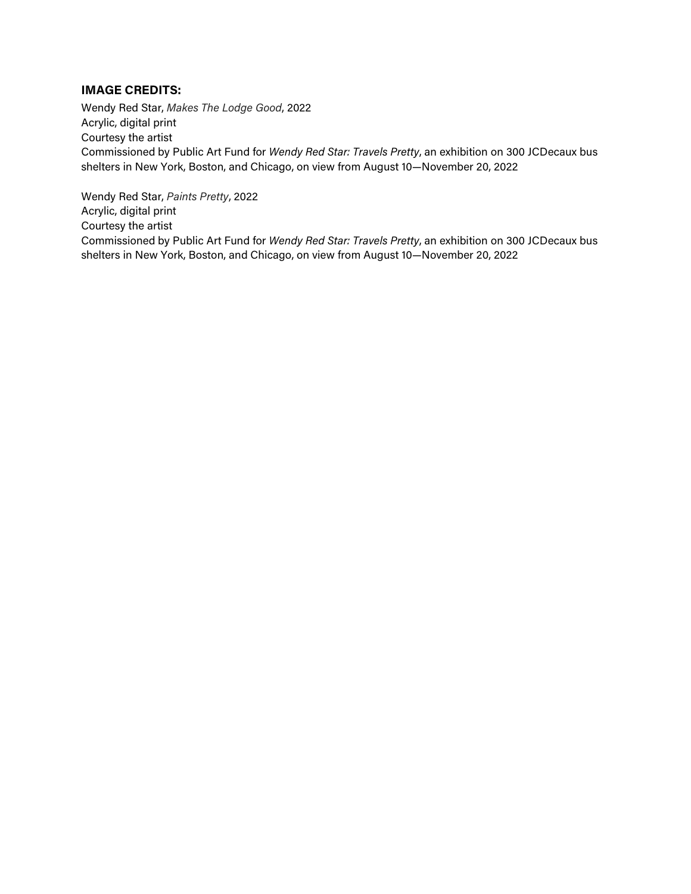**IMAGE CREDITS:**

Wendy Red Star, *Makes The Lodge Good*, 2022
Acrylic, digital print
Courtesy the artist
Commissioned by Public Art Fund for *Wendy Red Star: Travels Pretty*, an exhibition on 300 JCDecaux bus shelters in New York, Boston, and Chicago, on view from August 10—November 20, 2022

Wendy Red Star, *Paints Pretty*, 2022
Acrylic, digital print
Courtesy the artist
Commissioned by Public Art Fund for *Wendy Red Star: Travels Pretty*, an exhibition on 300 JCDecaux bus shelters in New York, Boston, and Chicago, on view from August 10—November 20, 2022